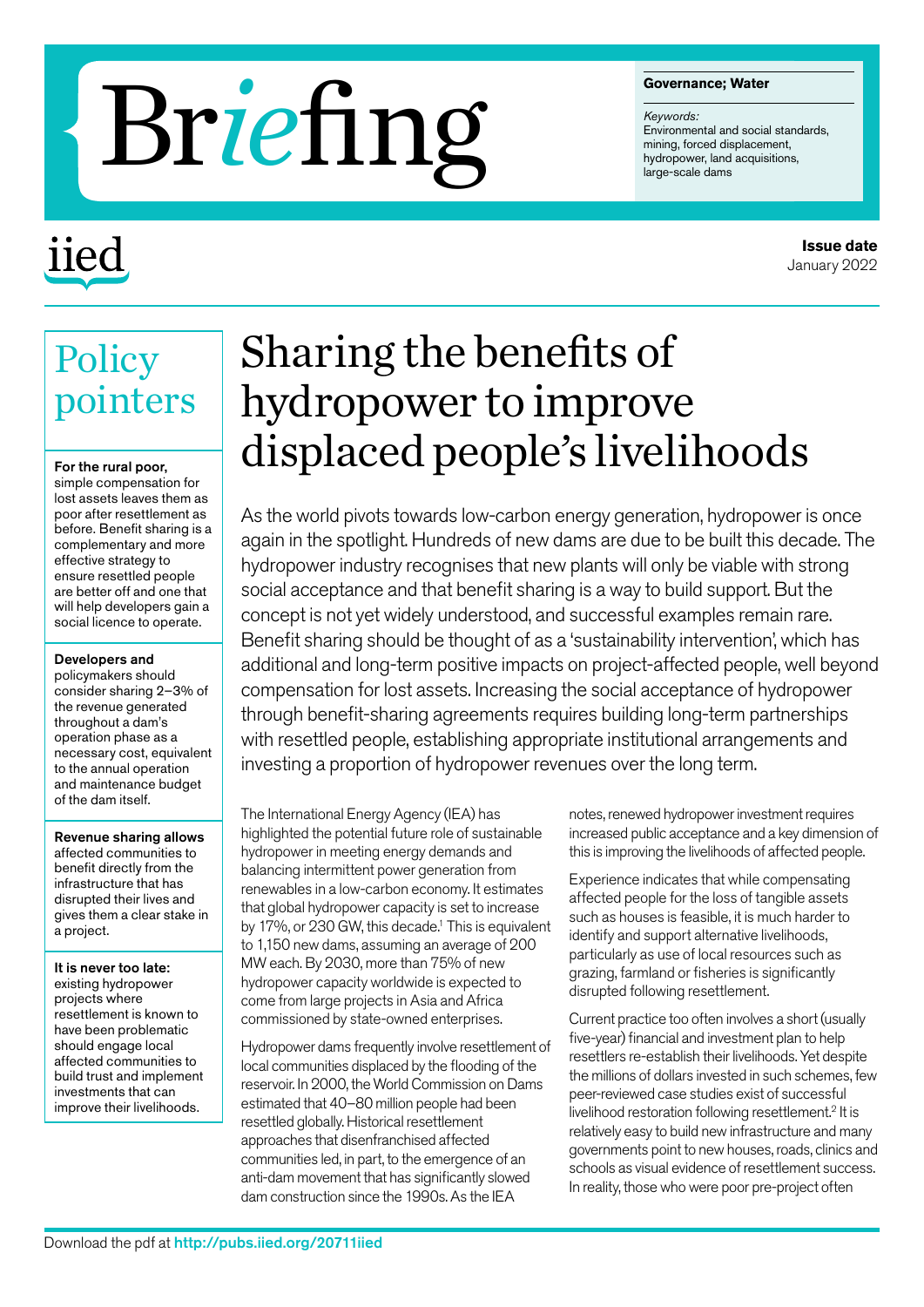# Briefing

**Governance; Water**

*Keywords:*
Environmental and social standards, mining, forced displacement, hydropower, land acquisitions, large-scale dams

iied

**Issue date**
January 2022

## Policy pointers

**For the rural poor,** simple compensation for lost assets leaves them as poor after resettlement as before. Benefit sharing is a complementary and more effective strategy to ensure resettled people are better off and one that will help developers gain a social licence to operate.

**Developers and** policymakers should consider sharing 2–3% of the revenue generated throughout a dam's operation phase as a necessary cost, equivalent to the annual operation and maintenance budget of the dam itself.

**Revenue sharing allows** affected communities to benefit directly from the infrastructure that has disrupted their lives and gives them a clear stake in a project.

**It is never too late:** existing hydropower projects where resettlement is known to have been problematic should engage local affected communities to build trust and implement investments that can improve their livelihoods.

# Sharing the benefits of hydropower to improve displaced people's livelihoods

As the world pivots towards low-carbon energy generation, hydropower is once again in the spotlight. Hundreds of new dams are due to be built this decade. The hydropower industry recognises that new plants will only be viable with strong social acceptance and that benefit sharing is a way to build support. But the concept is not yet widely understood, and successful examples remain rare. Benefit sharing should be thought of as a 'sustainability intervention', which has additional and long-term positive impacts on project-affected people, well beyond compensation for lost assets. Increasing the social acceptance of hydropower through benefit-sharing agreements requires building long-term partnerships with resettled people, establishing appropriate institutional arrangements and investing a proportion of hydropower revenues over the long term.

The International Energy Agency (IEA) has highlighted the potential future role of sustainable hydropower in meeting energy demands and balancing intermittent power generation from renewables in a low-carbon economy. It estimates that global hydropower capacity is set to increase by 17%, or 230 GW, this decade.[1] This is equivalent to 1,150 new dams, assuming an average of 200 MW each. By 2030, more than 75% of new hydropower capacity worldwide is expected to come from large projects in Asia and Africa commissioned by state-owned enterprises.

Hydropower dams frequently involve resettlement of local communities displaced by the flooding of the reservoir. In 2000, the World Commission on Dams estimated that 40–80 million people had been resettled globally. Historical resettlement approaches that disenfranchised affected communities led, in part, to the emergence of an anti-dam movement that has significantly slowed dam construction since the 1990s. As the IEA notes, renewed hydropower investment requires increased public acceptance and a key dimension of this is improving the livelihoods of affected people.

Experience indicates that while compensating affected people for the loss of tangible assets such as houses is feasible, it is much harder to identify and support alternative livelihoods, particularly as use of local resources such as grazing, farmland or fisheries is significantly disrupted following resettlement.

Current practice too often involves a short (usually five-year) financial and investment plan to help resettlers re-establish their livelihoods. Yet despite the millions of dollars invested in such schemes, few peer-reviewed case studies exist of successful livelihood restoration following resettlement.[2] It is relatively easy to build new infrastructure and many governments point to new houses, roads, clinics and schools as visual evidence of resettlement success. In reality, those who were poor pre-project often

Download the pdf at http://pubs.iied.org/20711iied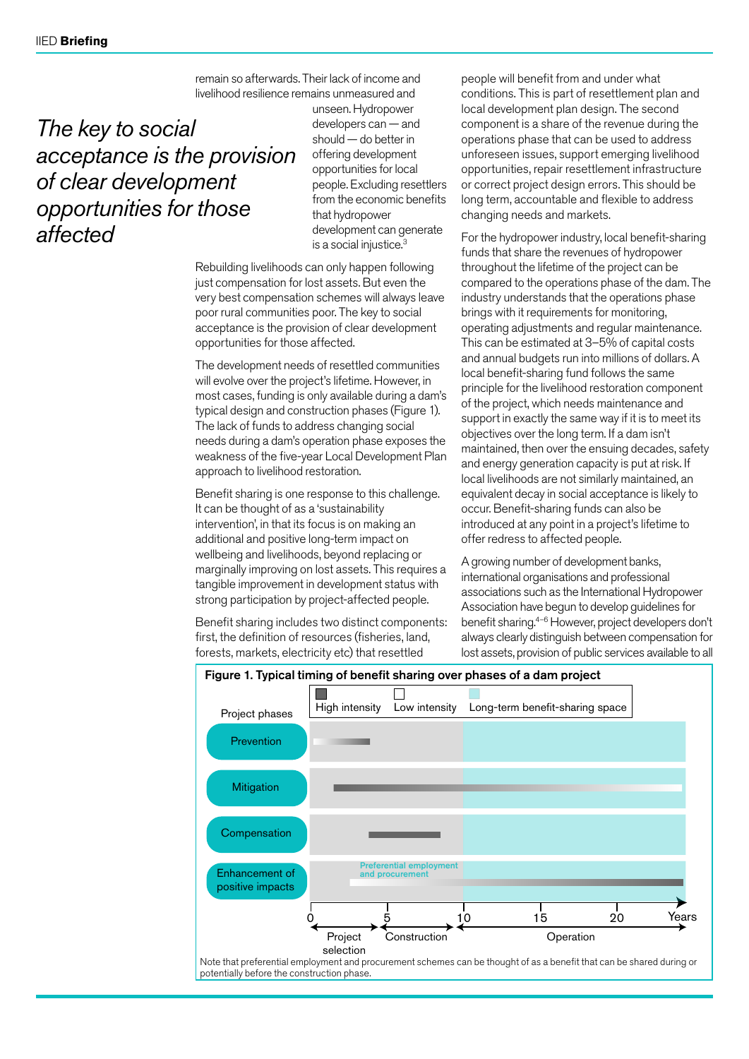remain so afterwards. Their lack of income and livelihood resilience remains unmeasured and unseen. Hydropower developers can — and should — do better in offering development opportunities for local people. Excluding resettlers from the economic benefits that hydropower development can generate is a social injustice.[3]

*The key to social acceptance is the provision of clear development opportunities for those affected*

Rebuilding livelihoods can only happen following just compensation for lost assets. But even the very best compensation schemes will always leave poor rural communities poor. The key to social acceptance is the provision of clear development opportunities for those affected.

The development needs of resettled communities will evolve over the project's lifetime. However, in most cases, funding is only available during a dam's typical design and construction phases (Figure 1). The lack of funds to address changing social needs during a dam's operation phase exposes the weakness of the five-year Local Development Plan approach to livelihood restoration.

Benefit sharing is one response to this challenge. It can be thought of as a 'sustainability intervention', in that its focus is on making an additional and positive long-term impact on wellbeing and livelihoods, beyond replacing or marginally improving on lost assets. This requires a tangible improvement in development status with strong participation by project-affected people.

Benefit sharing includes two distinct components: first, the definition of resources (fisheries, land, forests, markets, electricity etc) that resettled people will benefit from and under what conditions. This is part of resettlement plan and local development plan design. The second component is a share of the revenue during the operations phase that can be used to address unforeseen issues, support emerging livelihood opportunities, repair resettlement infrastructure or correct project design errors. This should be long term, accountable and flexible to address changing needs and markets.

For the hydropower industry, local benefit-sharing funds that share the revenues of hydropower throughout the lifetime of the project can be compared to the operations phase of the dam. The industry understands that the operations phase brings with it requirements for monitoring, operating adjustments and regular maintenance. This can be estimated at 3–5% of capital costs and annual budgets run into millions of dollars. A local benefit-sharing fund follows the same principle for the livelihood restoration component of the project, which needs maintenance and support in exactly the same way if it is to meet its objectives over the long term. If a dam isn't maintained, then over the ensuing decades, safety and energy generation capacity is put at risk. If local livelihoods are not similarly maintained, an equivalent decay in social acceptance is likely to occur. Benefit-sharing funds can also be introduced at any point in a project's lifetime to offer redress to affected people.

A growing number of development banks, international organisations and professional associations such as the International Hydropower Association have begun to develop guidelines for benefit sharing.[4–6] However, project developers don't always clearly distinguish between compensation for lost assets, provision of public services available to all

**Figure 1. Typical timing of benefit sharing over phases of a dam project**

Legend: High intensity | Low intensity | Long-term benefit-sharing space

Project phases: Prevention; Mitigation; Compensation; Enhancement of positive impacts (Preferential employment and procurement)

Years: 0, 5, 10, 15, 20 — Project selection; Construction; Operation

Note that preferential employment and procurement schemes can be thought of as a benefit that can be shared during or potentially before the construction phase.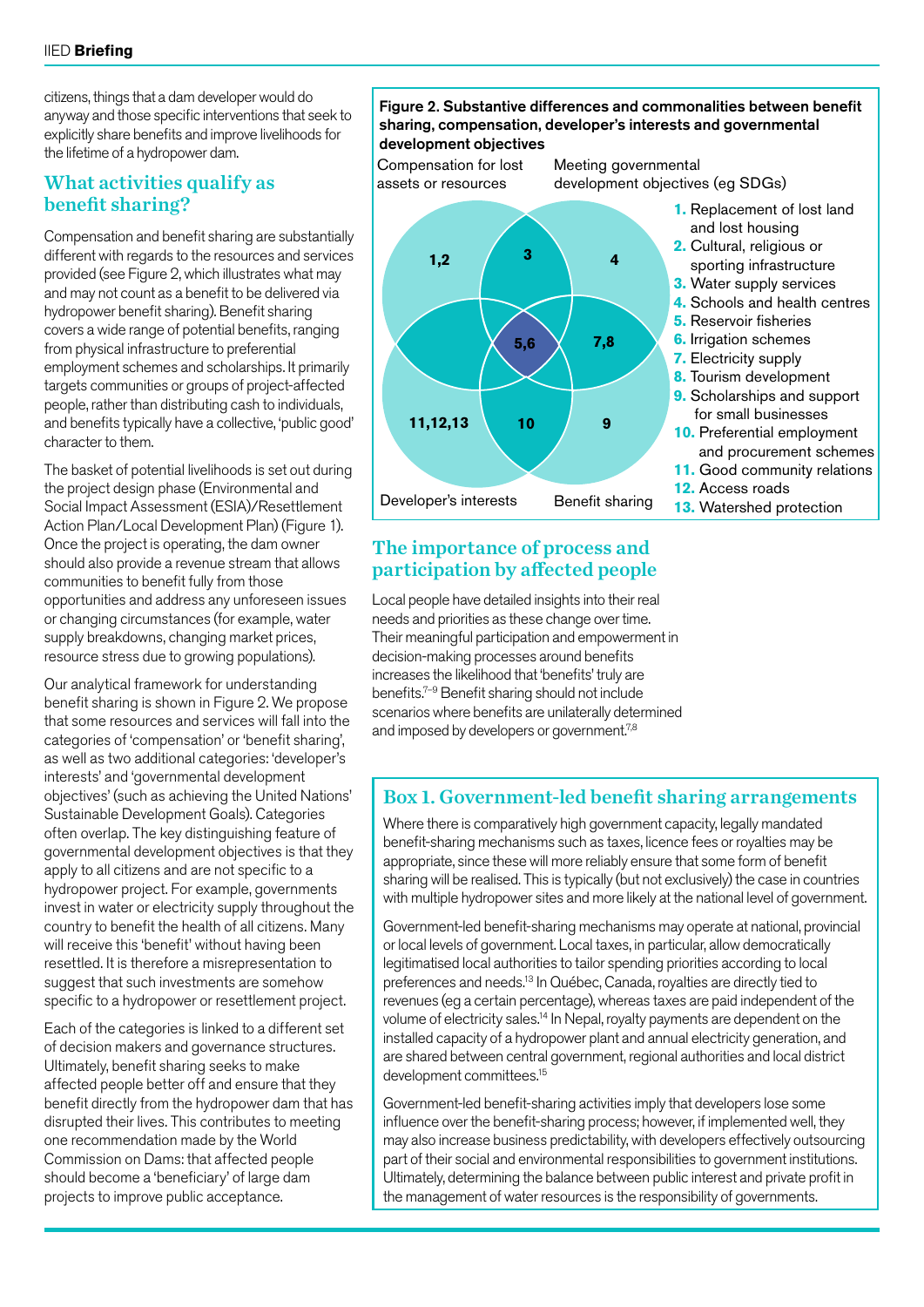citizens, things that a dam developer would do anyway and those specific interventions that seek to explicitly share benefits and improve livelihoods for the lifetime of a hydropower dam.

## What activities qualify as benefit sharing?

Compensation and benefit sharing are substantially different with regards to the resources and services provided (see Figure 2, which illustrates what may and may not count as a benefit to be delivered via hydropower benefit sharing). Benefit sharing covers a wide range of potential benefits, ranging from physical infrastructure to preferential employment schemes and scholarships. It primarily targets communities or groups of project-affected people, rather than distributing cash to individuals, and benefits typically have a collective, 'public good' character to them.

The basket of potential livelihoods is set out during the project design phase (Environmental and Social Impact Assessment (ESIA)/Resettlement Action Plan/Local Development Plan) (Figure 1). Once the project is operating, the dam owner should also provide a revenue stream that allows communities to benefit fully from those opportunities and address any unforeseen issues or changing circumstances (for example, water supply breakdowns, changing market prices, resource stress due to growing populations).

Our analytical framework for understanding benefit sharing is shown in Figure 2. We propose that some resources and services will fall into the categories of 'compensation' or 'benefit sharing', as well as two additional categories: 'developer's interests' and 'governmental development objectives' (such as achieving the United Nations' Sustainable Development Goals). Categories often overlap. The key distinguishing feature of governmental development objectives is that they apply to all citizens and are not specific to a hydropower project. For example, governments invest in water or electricity supply throughout the country to benefit the health of all citizens. Many will receive this 'benefit' without having been resettled. It is therefore a misrepresentation to suggest that such investments are somehow specific to a hydropower or resettlement project.

Each of the categories is linked to a different set of decision makers and governance structures. Ultimately, benefit sharing seeks to make affected people better off and ensure that they benefit directly from the hydropower dam that has disrupted their lives. This contributes to meeting one recommendation made by the World Commission on Dams: that affected people should become a 'beneficiary' of large dam projects to improve public acceptance.

**Figure 2. Substantive differences and commonalities between benefit sharing, compensation, developer's interests and governmental development objectives**

| Region | Items |
|---|---|
| Compensation for lost assets or resources only | 1,2 |
| Compensation + Governmental development objectives | 3 |
| Governmental development objectives only | 4 |
| Compensation + Governmental development objectives + Developer's interests + Benefit sharing | 5,6 |
| Governmental development objectives + Benefit sharing | 7,8 |
| Developer's interests only | 11,12,13 |
| Developer's interests + Benefit sharing | 10 |
| Benefit sharing only | 9 |

1. Replacement of lost land and lost housing
2. Cultural, religious or sporting infrastructure
3. Water supply services
4. Schools and health centres
5. Reservoir fisheries
6. Irrigation schemes
7. Electricity supply
8. Tourism development
9. Scholarships and support for small businesses
10. Preferential employment and procurement schemes
11. Good community relations
12. Access roads
13. Watershed protection

## The importance of process and participation by affected people

Local people have detailed insights into their real needs and priorities as these change over time. Their meaningful participation and empowerment in decision-making processes around benefits increases the likelihood that 'benefits' truly are benefits.[7–9] Benefit sharing should not include scenarios where benefits are unilaterally determined and imposed by developers or government.[7,8]

## Box 1. Government-led benefit sharing arrangements

Where there is comparatively high government capacity, legally mandated benefit-sharing mechanisms such as taxes, licence fees or royalties may be appropriate, since these will more reliably ensure that some form of benefit sharing will be realised. This is typically (but not exclusively) the case in countries with multiple hydropower sites and more likely at the national level of government.

Government-led benefit-sharing mechanisms may operate at national, provincial or local levels of government. Local taxes, in particular, allow democratically legitimatised local authorities to tailor spending priorities according to local preferences and needs.[13] In Québec, Canada, royalties are directly tied to revenues (eg a certain percentage), whereas taxes are paid independent of the volume of electricity sales.[14] In Nepal, royalty payments are dependent on the installed capacity of a hydropower plant and annual electricity generation, and are shared between central government, regional authorities and local district development committees.[15]

Government-led benefit-sharing activities imply that developers lose some influence over the benefit-sharing process; however, if implemented well, they may also increase business predictability, with developers effectively outsourcing part of their social and environmental responsibilities to government institutions. Ultimately, determining the balance between public interest and private profit in the management of water resources is the responsibility of governments.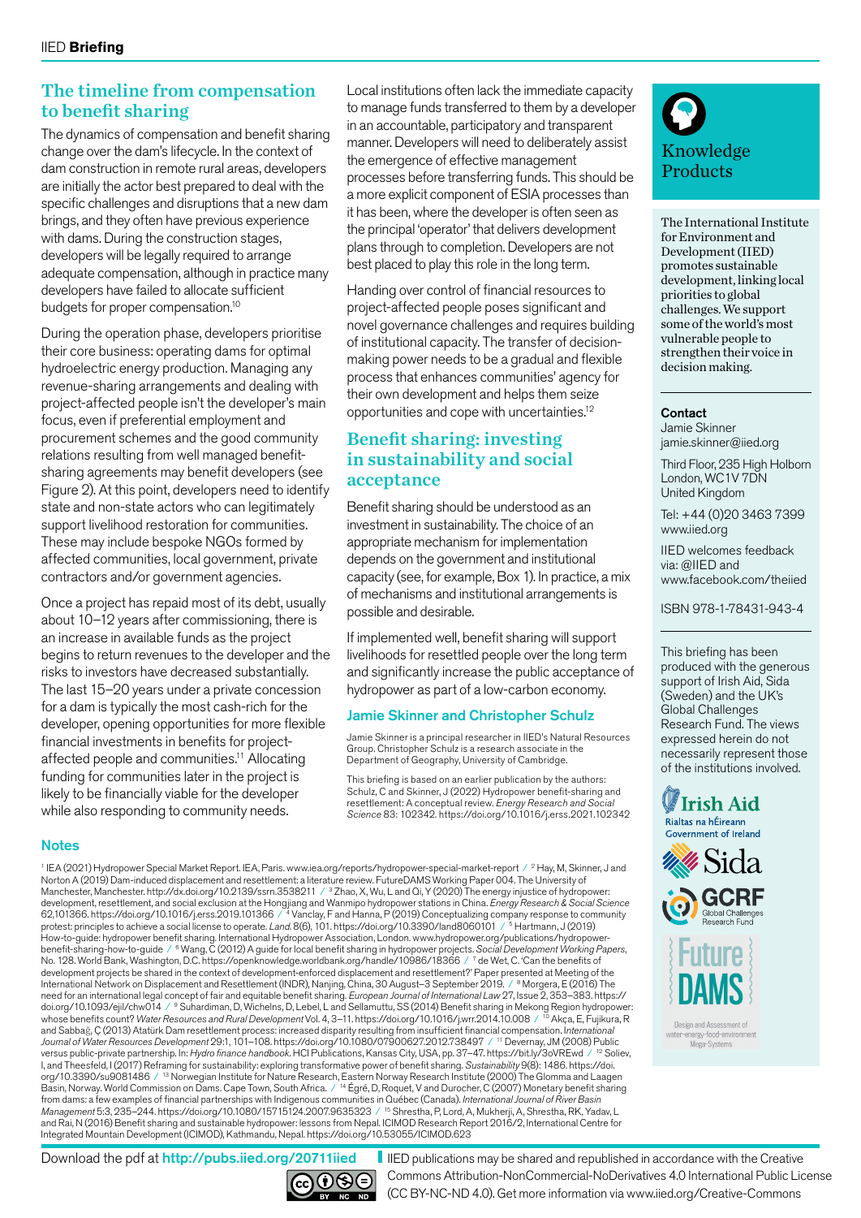## The timeline from compensation to benefit sharing

The dynamics of compensation and benefit sharing change over the dam's lifecycle. In the context of dam construction in remote rural areas, developers are initially the actor best prepared to deal with the specific challenges and disruptions that a new dam brings, and they often have previous experience with dams. During the construction stages, developers will be legally required to arrange adequate compensation, although in practice many developers have failed to allocate sufficient budgets for proper compensation.[10]

During the operation phase, developers prioritise their core business: operating dams for optimal hydroelectric energy production. Managing any revenue-sharing arrangements and dealing with project-affected people isn't the developer's main focus, even if preferential employment and procurement schemes and the good community relations resulting from well managed benefit-sharing agreements may benefit developers (see Figure 2). At this point, developers need to identify state and non-state actors who can legitimately support livelihood restoration for communities. These may include bespoke NGOs formed by affected communities, local government, private contractors and/or government agencies.

Once a project has repaid most of its debt, usually about 10–12 years after commissioning, there is an increase in available funds as the project begins to return revenues to the developer and the risks to investors have decreased substantially. The last 15–20 years under a private concession for a dam is typically the most cash-rich for the developer, opening opportunities for more flexible financial investments in benefits for project-affected people and communities.[11] Allocating funding for communities later in the project is likely to be financially viable for the developer while also responding to community needs.

Local institutions often lack the immediate capacity to manage funds transferred to them by a developer in an accountable, participatory and transparent manner. Developers will need to deliberately assist the emergence of effective management processes before transferring funds. This should be a more explicit component of ESIA processes than it has been, where the developer is often seen as the principal 'operator' that delivers development plans through to completion. Developers are not best placed to play this role in the long term.

Handing over control of financial resources to project-affected people poses significant and novel governance challenges and requires building of institutional capacity. The transfer of decision-making power needs to be a gradual and flexible process that enhances communities' agency for their own development and helps them seize opportunities and cope with uncertainties.[12]

## Benefit sharing: investing in sustainability and social acceptance

Benefit sharing should be understood as an investment in sustainability. The choice of an appropriate mechanism for implementation depends on the government and institutional capacity (see, for example, Box 1). In practice, a mix of mechanisms and institutional arrangements is possible and desirable.

If implemented well, benefit sharing will support livelihoods for resettled people over the long term and significantly increase the public acceptance of hydropower as part of a low-carbon economy.

### Jamie Skinner and Christopher Schulz

Jamie Skinner is a principal researcher in IIED's Natural Resources Group. Christopher Schulz is a research associate in the Department of Geography, University of Cambridge.

This briefing is based on an earlier publication by the authors: Schulz, C and Skinner, J (2022) Hydropower benefit-sharing and resettlement: A conceptual review. *Energy Research and Social Science* 83: 102342. https://doi.org/10.1016/j.erss.2021.102342

## Knowledge Products

The International Institute for Environment and Development (IIED) promotes sustainable development, linking local priorities to global challenges. We support some of the world's most vulnerable people to strengthen their voice in decision making.

**Contact**
Jamie Skinner
jamie.skinner@iied.org

Third Floor, 235 High Holborn
London, WC1V 7DN
United Kingdom

Tel: +44 (0)20 3463 7399
www.iied.org

IIED welcomes feedback via: @IIED and www.facebook.com/theiied

ISBN 978-1-78431-943-4

This briefing has been produced with the generous support of Irish Aid, Sida (Sweden) and the UK's Global Challenges Research Fund. The views expressed herein do not necessarily represent those of the institutions involved.

Irish Aid
Rialtas na hÉireann
Government of Ireland

Sida

GCRF
Global Challenges Research Fund

Future DAMS
Design and Assessment of water-energy-food-environment Mega-Systems

## Notes

[1] IEA (2021) Hydropower Special Market Report. IEA, Paris. www.iea.org/reports/hydropower-special-market-report / [2] Hay, M, Skinner, J and Norton A (2019) Dam-induced displacement and resettlement: a literature review. FutureDAMS Working Paper 004. The University of Manchester, Manchester. http://dx.doi.org/10.2139/ssrn.3538211 / [3] Zhao, X, Wu, L and Qi, Y (2020) The energy injustice of hydropower: development, resettlement, and social exclusion at the Hongjiang and Wanmipo hydropower stations in China. *Energy Research & Social Science* 62,101366. https://doi.org/10.1016/j.erss.2019.101366 / [4] Vanclay, F and Hanna, P (2019) Conceptualizing company response to community protest: principles to achieve a social license to operate. *Land*. 8(6), 101. https://doi.org/10.3390/land8060101 / [5] Hartmann, J (2019) How-to-guide: hydropower benefit sharing. International Hydropower Association, London. www.hydropower.org/publications/hydropower-benefit-sharing-how-to-guide / [6] Wang, C (2012) A guide for local benefit sharing in hydropower projects. *Social Development Working Papers*, No. 128. World Bank, Washington, D.C. https://openknowledge.worldbank.org/handle/10986/18366 / [7] de Wet, C. 'Can the benefits of development projects be shared in the context of development-enforced displacement and resettlement?' Paper presented at Meeting of the International Network on Displacement and Resettlement (INDR), Nanjing, China, 30 August–3 September 2019. / [8] Morgera, E (2016) The need for an international legal concept of fair and equitable benefit sharing. *European Journal of International Law* 27, Issue 2, 353–383. https://doi.org/10.1093/ejil/chw014 / [9] Suhardiman, D, Wichelns, D, Lebel, L and Sellamuttu, SS (2014) Benefit sharing in Mekong Region hydropower: whose benefits count? *Water Resources and Rural Development* Vol. 4, 3–11. https://doi.org/10.1016/j.wrr.2014.10.008 / [10] Akça, E, Fujikura, R and Sabbağ, Ç (2013) Atatürk Dam resettlement process: increased disparity resulting from insufficient financial compensation. *International Journal of Water Resources Development* 29:1, 101–108. https://doi.org/10.1080/07900627.2012.738497 / [11] Devernay, JM (2008) Public versus public-private partnership. In: *Hydro finance handbook*. HCI Publications, Kansas City, USA, pp. 37–47. https://bit.ly/3oVREwd / [12] Soliev, I, and Theesfeld, I (2017) Reframing for sustainability: exploring transformative power of benefit sharing. *Sustainability* 9(8): 1486. https://doi.org/10.3390/su9081486 / [13] Norwegian Institute for Nature Research, Eastern Norway Research Institute (2000) The Glomma and Laagen Basin, Norway. World Commission on Dams. Cape Town, South Africa. / [14] Égré, D, Roquet, V and Durocher, C (2007) Monetary benefit sharing from dams: a few examples of financial partnerships with Indigenous communities in Québec (Canada). *International Journal of River Basin Management* 5:3, 235–244. https://doi.org/10.1080/15715124.2007.9635323 / [15] Shrestha, P, Lord, A, Mukherji, A, Shrestha, RK, Yadav, L and Rai, N (2016) Benefit sharing and sustainable hydropower: lessons from Nepal. ICIMOD Research Report 2016/2, International Centre for Integrated Mountain Development (ICIMOD), Kathmandu, Nepal. https://doi.org/10.53055/ICIMOD.623

Download the pdf at http://pubs.iied.org/20711iied

IIED publications may be shared and republished in accordance with the Creative Commons Attribution-NonCommercial-NoDerivatives 4.0 International Public License (CC BY-NC-ND 4.0). Get more information via www.iied.org/Creative-Commons